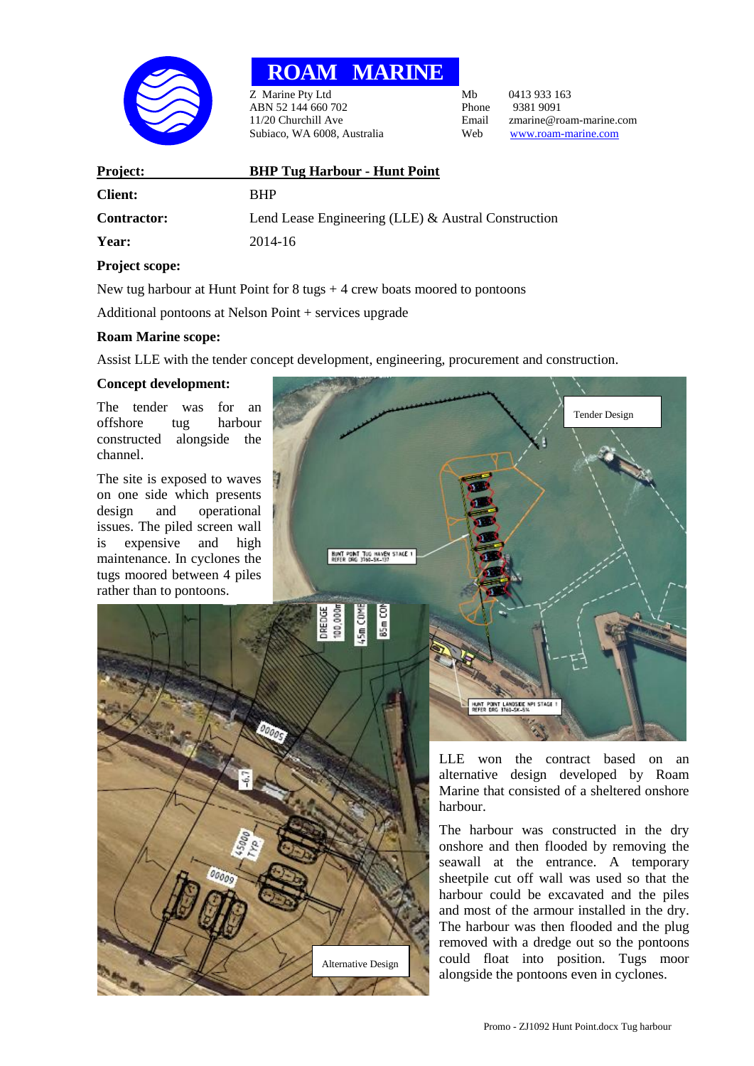# ROAM MARINE

Z Marine Pty Ltd
ABN 52 144 660 702
11/20 Churchill Ave
Subiaco, WA 6008, Australia

Mb 0413 933 163
Phone 9381 9091
Email zmarine@roam-marine.com
Web www.roam-marine.com

| | |
|---|---|
| **Project:** | **BHP Tug Harbour - Hunt Point** |
| **Client:** | BHP |
| **Contractor:** | Lend Lease Engineering (LLE) & Austral Construction |
| **Year:** | 2014-16 |

**Project scope:**

New tug harbour at Hunt Point for 8 tugs + 4 crew boats moored to pontoons

Additional pontoons at Nelson Point + services upgrade

**Roam Marine scope:**

Assist LLE with the tender concept development, engineering, procurement and construction.

**Concept development:**

The tender was for an offshore tug harbour constructed alongside the channel.

The site is exposed to waves on one side which presents design and operational issues. The piled screen wall is expensive and high maintenance. In cyclones the tugs moored between 4 piles rather than to pontoons.

Tender Design

Alternative Design

LLE won the contract based on an alternative design developed by Roam Marine that consisted of a sheltered onshore harbour.

The harbour was constructed in the dry onshore and then flooded by removing the seawall at the entrance. A temporary sheetpile cut off wall was used so that the harbour could be excavated and the piles and most of the armour installed in the dry. The harbour was then flooded and the plug removed with a dredge out so the pontoons could float into position. Tugs moor alongside the pontoons even in cyclones.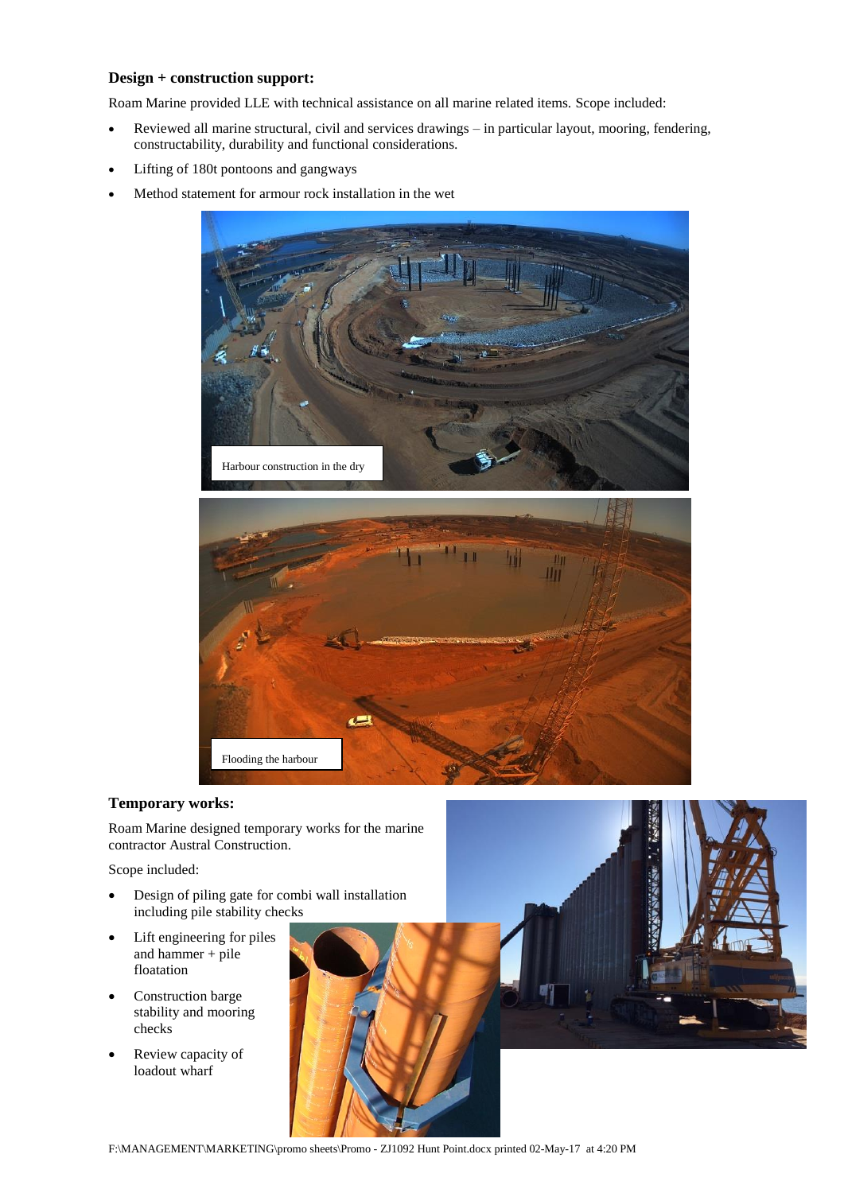**Design + construction support:**

Roam Marine provided LLE with technical assistance on all marine related items. Scope included:

- Reviewed all marine structural, civil and services drawings – in particular layout, mooring, fendering, constructability, durability and functional considerations.
- Lifting of 180t pontoons and gangways
- Method statement for armour rock installation in the wet

Harbour construction in the dry

Flooding the harbour

**Temporary works:**

Roam Marine designed temporary works for the marine contractor Austral Construction.

Scope included:

- Design of piling gate for combi wall installation including pile stability checks
- Lift engineering for piles and hammer + pile floatation
- Construction barge stability and mooring checks
- Review capacity of loadout wharf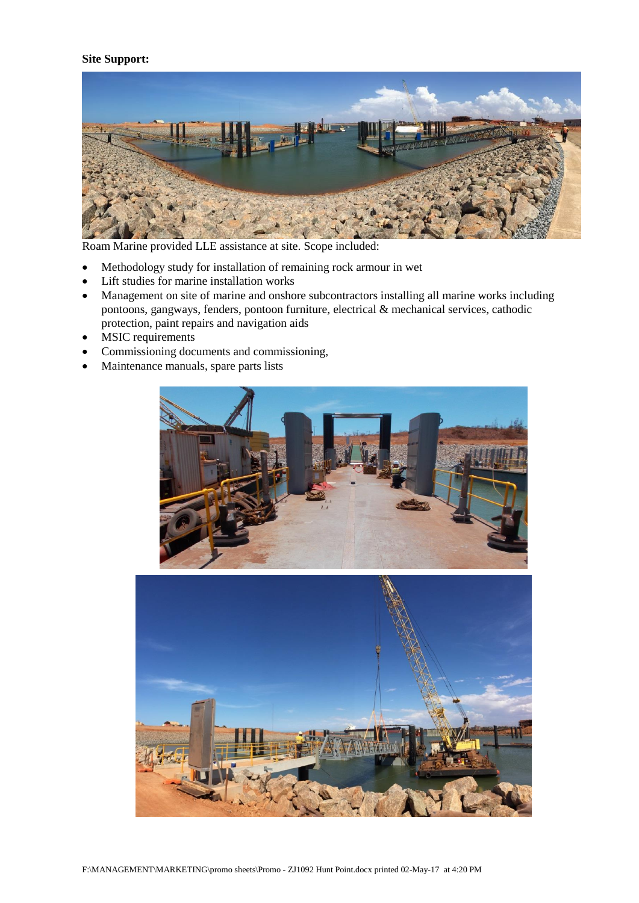**Site Support:**

Roam Marine provided LLE assistance at site. Scope included:

- Methodology study for installation of remaining rock armour in wet
- Lift studies for marine installation works
- Management on site of marine and onshore subcontractors installing all marine works including pontoons, gangways, fenders, pontoon furniture, electrical & mechanical services, cathodic protection, paint repairs and navigation aids
- MSIC requirements
- Commissioning documents and commissioning,
- Maintenance manuals, spare parts lists